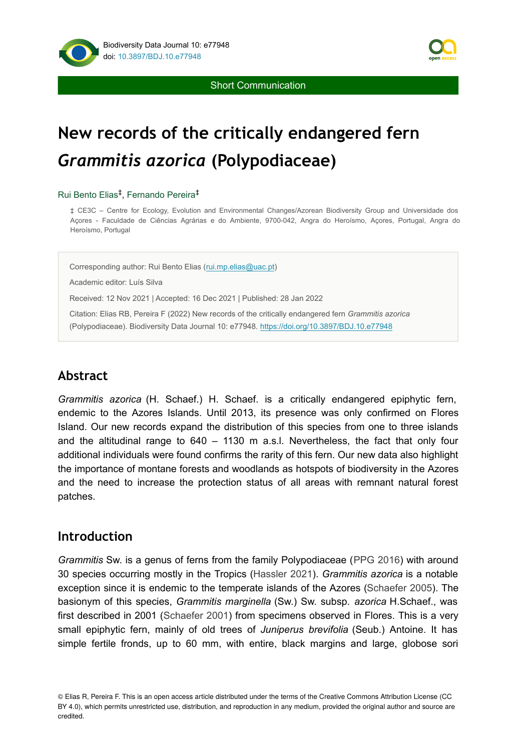Short Communication

# New records of the critically endangered fern *Grammitis azorica* (Polypodiaceae)

Rui Bento Elias[‡], Fernando Pereira[‡]

‡ CE3C – Centre for Ecology, Evolution and Environmental Changes/Azorean Biodiversity Group and Universidade dos Açores - Faculdade de Ciências Agrárias e do Ambiente, 9700-042, Angra do Heroísmo, Açores, Portugal, Angra do Heroísmo, Portugal

Corresponding author: Rui Bento Elias (rui.mp.elias@uac.pt)

Academic editor: Luís Silva

Received: 12 Nov 2021 | Accepted: 16 Dec 2021 | Published: 28 Jan 2022

Citation: Elias RB, Pereira F (2022) New records of the critically endangered fern *Grammitis azorica* (Polypodiaceae). Biodiversity Data Journal 10: e77948. https://doi.org/10.3897/BDJ.10.e77948

## Abstract

*Grammitis azorica* (H. Schaef.) H. Schaef. is a critically endangered epiphytic fern, endemic to the Azores Islands. Until 2013, its presence was only confirmed on Flores Island. Our new records expand the distribution of this species from one to three islands and the altitudinal range to 640 – 1130 m a.s.l. Nevertheless, the fact that only four additional individuals were found confirms the rarity of this fern. Our new data also highlight the importance of montane forests and woodlands as hotspots of biodiversity in the Azores and the need to increase the protection status of all areas with remnant natural forest patches.

## Introduction

*Grammitis* Sw. is a genus of ferns from the family Polypodiaceae (PPG 2016) with around 30 species occurring mostly in the Tropics (Hassler 2021). *Grammitis azorica* is a notable exception since it is endemic to the temperate islands of the Azores (Schaefer 2005). The basionym of this species, *Grammitis marginella* (Sw.) Sw. subsp. *azorica* H.Schaef., was first described in 2001 (Schaefer 2001) from specimens observed in Flores. This is a very small epiphytic fern, mainly of old trees of *Juniperus brevifolia* (Seub.) Antoine. It has simple fertile fronds, up to 60 mm, with entire, black margins and large, globose sori

© Elias R, Pereira F. This is an open access article distributed under the terms of the Creative Commons Attribution License (CC BY 4.0), which permits unrestricted use, distribution, and reproduction in any medium, provided the original author and source are credited.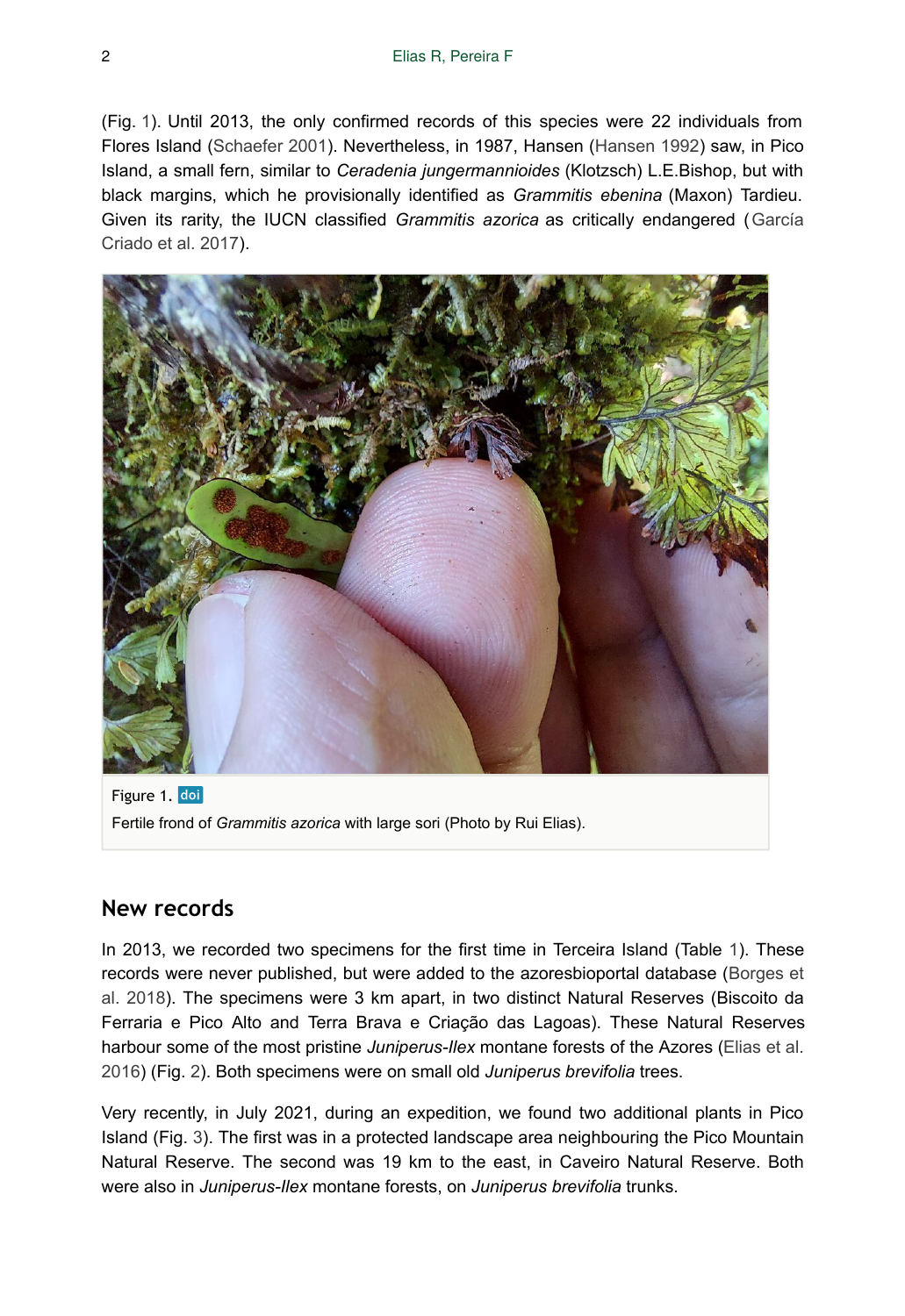(Fig. 1). Until 2013, the only confirmed records of this species were 22 individuals from Flores Island (Schaefer 2001). Nevertheless, in 1987, Hansen (Hansen 1992) saw, in Pico Island, a small fern, similar to *Ceradenia jungermannioides* (Klotzsch) L.E.Bishop, but with black margins, which he provisionally identified as *Grammitis ebenina* (Maxon) Tardieu. Given its rarity, the IUCN classified *Grammitis azorica* as critically endangered (García Criado et al. 2017).

Figure 1. doi

Fertile frond of *Grammitis azorica* with large sori (Photo by Rui Elias).

## New records

In 2013, we recorded two specimens for the first time in Terceira Island (Table 1). These records were never published, but were added to the azoresbioportal database (Borges et al. 2018). The specimens were 3 km apart, in two distinct Natural Reserves (Biscoito da Ferraria e Pico Alto and Terra Brava e Criação das Lagoas). These Natural Reserves harbour some of the most pristine *Juniperus-Ilex* montane forests of the Azores (Elias et al. 2016) (Fig. 2). Both specimens were on small old *Juniperus brevifolia* trees.

Very recently, in July 2021, during an expedition, we found two additional plants in Pico Island (Fig. 3). The first was in a protected landscape area neighbouring the Pico Mountain Natural Reserve. The second was 19 km to the east, in Caveiro Natural Reserve. Both were also in *Juniperus-Ilex* montane forests, on *Juniperus brevifolia* trunks.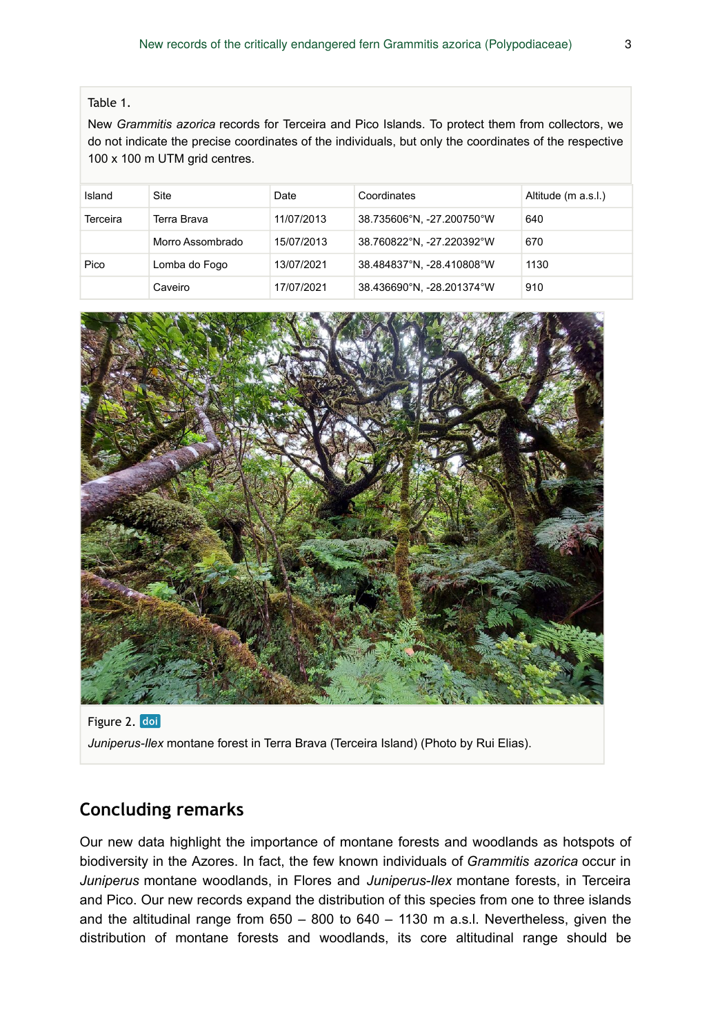Table 1.

New *Grammitis azorica* records for Terceira and Pico Islands. To protect them from collectors, we do not indicate the precise coordinates of the individuals, but only the coordinates of the respective 100 x 100 m UTM grid centres.

| Island | Site | Date | Coordinates | Altitude (m a.s.l.) |
| --- | --- | --- | --- | --- |
| Terceira | Terra Brava | 11/07/2013 | 38.735606°N, -27.200750°W | 640 |
| | Morro Assombrado | 15/07/2013 | 38.760822°N, -27.220392°W | 670 |
| Pico | Lomba do Fogo | 13/07/2021 | 38.484837°N, -28.410808°W | 1130 |
| | Caveiro | 17/07/2021 | 38.436690°N, -28.201374°W | 910 |

Figure 2. doi

*Juniperus-Ilex* montane forest in Terra Brava (Terceira Island) (Photo by Rui Elias).

## Concluding remarks

Our new data highlight the importance of montane forests and woodlands as hotspots of biodiversity in the Azores. In fact, the few known individuals of *Grammitis azorica* occur in *Juniperus* montane woodlands, in Flores and *Juniperus-Ilex* montane forests, in Terceira and Pico. Our new records expand the distribution of this species from one to three islands and the altitudinal range from 650 – 800 to 640 – 1130 m a.s.l. Nevertheless, given the distribution of montane forests and woodlands, its core altitudinal range should be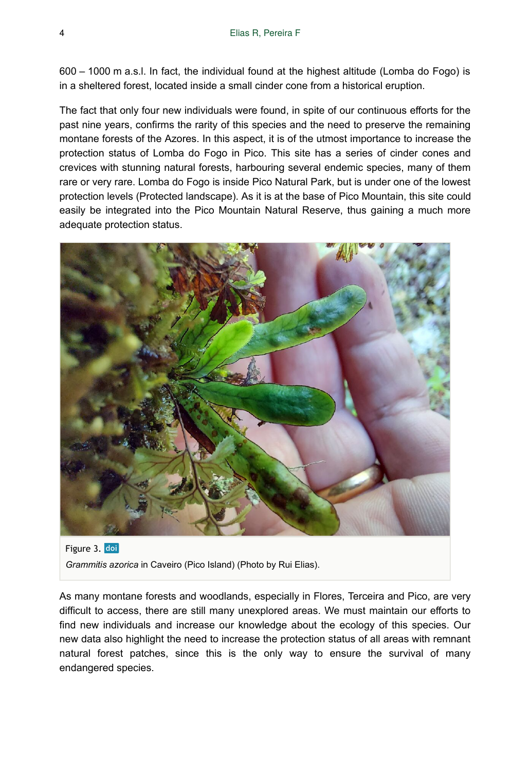600 – 1000 m a.s.l. In fact, the individual found at the highest altitude (Lomba do Fogo) is in a sheltered forest, located inside a small cinder cone from a historical eruption.

The fact that only four new individuals were found, in spite of our continuous efforts for the past nine years, confirms the rarity of this species and the need to preserve the remaining montane forests of the Azores. In this aspect, it is of the utmost importance to increase the protection status of Lomba do Fogo in Pico. This site has a series of cinder cones and crevices with stunning natural forests, harbouring several endemic species, many of them rare or very rare. Lomba do Fogo is inside Pico Natural Park, but is under one of the lowest protection levels (Protected landscape). As it is at the base of Pico Mountain, this site could easily be integrated into the Pico Mountain Natural Reserve, thus gaining a much more adequate protection status.

Figure 3. doi

*Grammitis azorica* in Caveiro (Pico Island) (Photo by Rui Elias).

As many montane forests and woodlands, especially in Flores, Terceira and Pico, are very difficult to access, there are still many unexplored areas. We must maintain our efforts to find new individuals and increase our knowledge about the ecology of this species. Our new data also highlight the need to increase the protection status of all areas with remnant natural forest patches, since this is the only way to ensure the survival of many endangered species.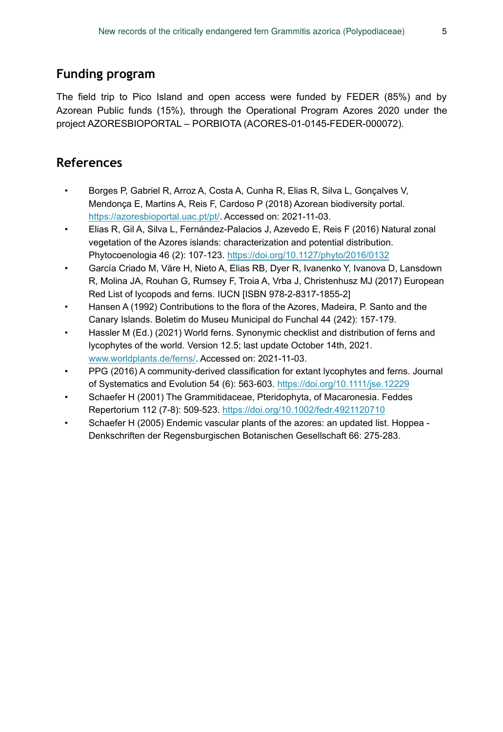## Funding program

The field trip to Pico Island and open access were funded by FEDER (85%) and by Azorean Public funds (15%), through the Operational Program Azores 2020 under the project AZORESBIOPORTAL – PORBIOTA (ACORES-01-0145-FEDER-000072).

## References

- Borges P, Gabriel R, Arroz A, Costa A, Cunha R, Elias R, Silva L, Gonçalves V, Mendonça E, Martins A, Reis F, Cardoso P (2018) Azorean biodiversity portal. https://azoresbioportal.uac.pt/pt/. Accessed on: 2021-11-03.
- Elias R, Gil A, Silva L, Fernández-Palacios J, Azevedo E, Reis F (2016) Natural zonal vegetation of the Azores islands: characterization and potential distribution. Phytocoenologia 46 (2): 107-123. https://doi.org/10.1127/phyto/2016/0132
- García Criado M, Väre H, Nieto A, Elias RB, Dyer R, Ivanenko Y, Ivanova D, Lansdown R, Molina JA, Rouhan G, Rumsey F, Troia A, Vrba J, Christenhusz MJ (2017) European Red List of lycopods and ferns. IUCN [ISBN 978-2-8317-1855-2]
- Hansen A (1992) Contributions to the flora of the Azores, Madeira, P. Santo and the Canary Islands. Boletim do Museu Municipal do Funchal 44 (242): 157-179.
- Hassler M (Ed.) (2021) World ferns. Synonymic checklist and distribution of ferns and lycophytes of the world. Version 12.5; last update October 14th, 2021. www.worldplants.de/ferns/. Accessed on: 2021-11-03.
- PPG (2016) A community-derived classification for extant lycophytes and ferns. Journal of Systematics and Evolution 54 (6): 563-603. https://doi.org/10.1111/jse.12229
- Schaefer H (2001) The Grammitidaceae, Pteridophyta, of Macaronesia. Feddes Repertorium 112 (7-8): 509-523. https://doi.org/10.1002/fedr.4921120710
- Schaefer H (2005) Endemic vascular plants of the azores: an updated list. Hoppea - Denkschriften der Regensburgischen Botanischen Gesellschaft 66: 275-283.